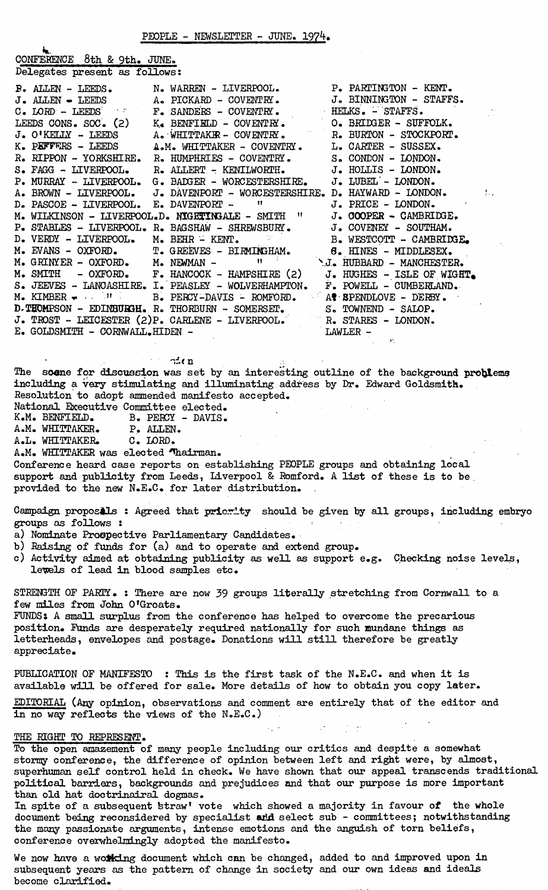PEOPLE - NEWSLETTER - JUNE. 1974.

CONFERENCE 8th & 9th. JUNE.

Delegates present as follows:

F. ALLEN - LEEDS.
J. ALLEN - LEEDS
C. LORD - LEEDS
LEEDS CONS. SOC. (2)
J. O'KELLY - LEEDS
K. PEFFERS - LEEDS
R. RIPPON - YORKSHIRE.
S. FAGG - LIVERPOOL.
P. MURRAY - LIVERPOOL.
A. BROWN - LIVERPOOL.
D. PASCOE - LIVERPOOL.
M. WILKINSON - LIVERPOOL.
P. STABLES - LIVERPOOL.
D. VERDY - LIVERPOOL.
M. EVANS - OXFORD.
M. GRINYER - OXFORD.
M. SMITH - OXFORD.
S. JEEVES - LANCASHIRE.
M. KIMBER - "
D. THOMPSON - EDINBURGH.
J. TROST - LEICESTER (2)
E. GOLDSMITH - CORNWALL.
N. WARREN - LIVERPOOL.
A. PICKARD - COVENTRY.
F. SANDERS - COVENTRY.
K. BENFIELD - COVENTRY.
A. WHITTAKER - COVENTRY.
A.M. WHITTAKER - COVENTRY.
R. HUMPHRIES - COVENTRY.
R. ALLERT - KENILWORTH.
G. BADGER - WORCESTERSHIRE.
J. DAVENPORT - WORCESTERSHIRE.
E. DAVENPORT - "
D. NIGHTINGALE - SMITH "
R. BAGSHAW - SHREWSBURY.
M. BEHR - KENT.
T. GREEVES - BIRMINGHAM.
M. NEWMAN - "
F. HANCOCK - HAMPSHIRE (2)
I. PEASLEY - WOLVERHAMPTON.
B. PERCY-DAVIS - ROMFORD.
R. THORBURN - SOMERSET.
P. CARLENE - LIVERPOOL.
HIDEN -
P. PARTINGTON - KENT.
J. BINNINGTON - STAFFS.
HELKS. - STAFFS.
O. BRIDGER - SUFFOLK.
R. BURTON - STOCKPORT.
L. CARTER - SUSSEX.
S. CONDON - LONDON.
J. HOLLIS - LONDON.
J. LUBEL - LONDON.
D. HAYWARD - LONDON.
J. PRICE - LONDON.
J. COOPER - CAMBRIDGE.
J. COVENEY - SOUTHAM.
B. WESTCOTT - CAMBRIDGE.
G. HINES - MIDDLESEX.
J. HUBBARD - MANCHESTER.
J. HUGHES - ISLE OF WIGHT.
F. POWELL - CUMBERLAND.
A. SPENDLOVE - DERBY.
S. TOWNEND - SALOP.
R. STARES - LONDON.
LAWLER -

The scene for discussion was set by an interesting outline of the background problems including a very stimulating and illuminating address by Dr. Edward Goldsmith.
Resolution to adopt ammended manifesto accepted.
National Executive Committee elected.

K.M. BENFIELD. B. PERCY - DAVIS.
A.M. WHITTAKER. P. ALLEN.
A.L. WHITTAKER. C. LORD.

A.M. WHITTAKER was elected Chairman.
Conference heard case reports on establishing PEOPLE groups and obtaining local support and publicity from Leeds, Liverpool & Romford. A list of these is to be provided to the new N.E.C. for later distribution.

Campaign proposals : Agreed that priority should be given by all groups, including embryo groups as follows :

a) Nominate Prospective Parliamentary Candidates.
b) Raising of funds for (a) and to operate and extend group.
c) Activity aimed at obtaining publicity as well as support e.g. Checking noise levels, lewels of lead in blood samples etc.

STRENGTH OF PARTY. : There are now 39 groups literally stretching from Cornwall to a few miles from John O'Groats.
FUNDS: A small surplus from the conference has helped to overcome the precarious position. Funds are desperately required nationally for such mundane things as letterheads, envelopes and postage. Donations will still therefore be greatly appreciate.

PUBLICATION OF MANIFESTO : This is the first task of the N.E.C. and when it is available will be offered for sale. More details of how to obtain you copy later.

EDITORIAL (Any opinion, observations and comment are entirely that of the editor and in no way reflects the views of the N.E.C.)

THE RIGHT TO REPRESENT.

To the open amazement of many people including our critics and despite a somewhat stormy conference, the difference of opinion between left and right were, by almost, superhuman self control held in check. We have shown that our appeal transcends traditional political barriers, backgrounds and prejudices and that our purpose is more important than old hat doctrinairal dogmas.
In spite of a subsequent 'straw' vote which showed a majority in favour of the whole document being reconsidered by specialist and select sub - committees; notwithstanding the many passionate arguments, intense emotions and the anguish of torn beliefs, conference overwhelmingly adopted the manifesto.

We now have a working document which can be changed, added to and improved upon in subsequent years as the pattern of change in society and our own ideas and ideals become clarified.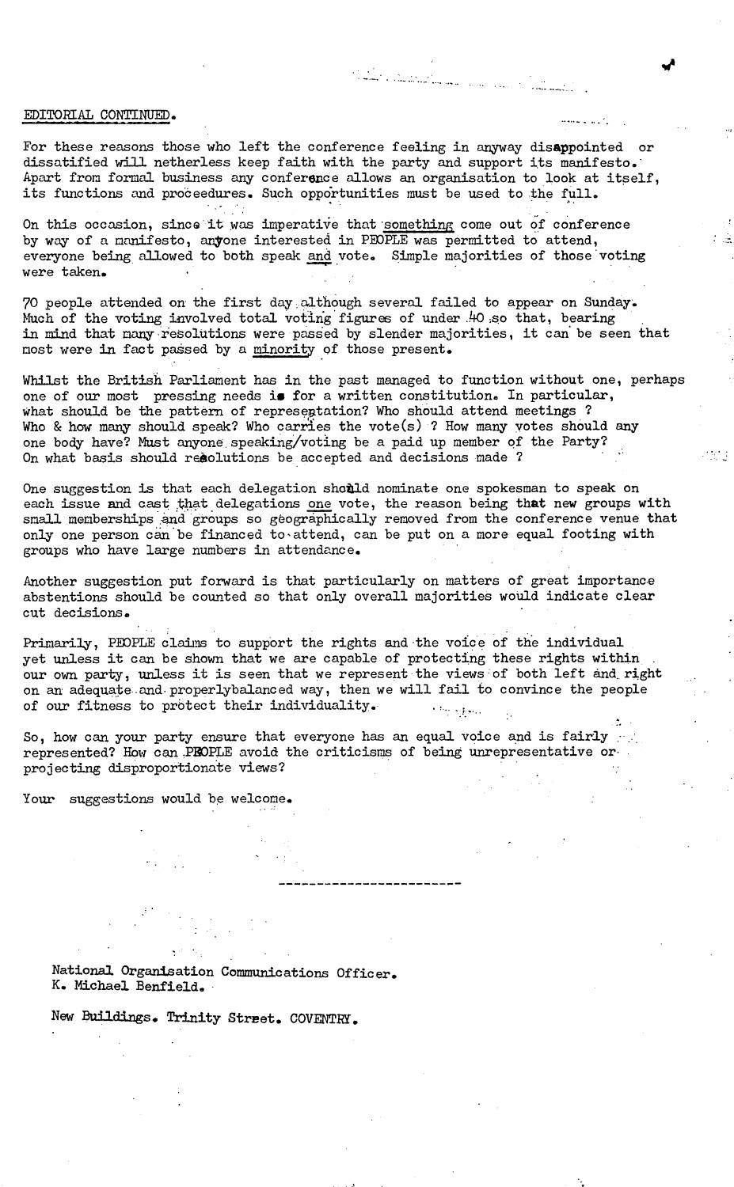EDITORIAL CONTINUED.

For these reasons those who left the conference feeling in anyway disappointed or dissatified will netherless keep faith with the party and support its manifesto. Apart from formal business any conference allows an organisation to look at itself, its functions and proceedures. Such opportunities must be used to the full.

On this occasion, since it was imperative that something come out of conference by way of a manifesto, anyone interested in PEOPLE was permitted to attend, everyone being allowed to both speak and vote. Simple majorities of those voting were taken.

70 people attended on the first day although several failed to appear on Sunday. Much of the voting involved total voting figures of under 40 so that, bearing in mind that many resolutions were passed by slender majorities, it can be seen that most were in fact passed by a minority of those present.

Whilst the British Parliament has in the past managed to function without one, perhaps one of our most pressing needs is for a written constitution. In particular, what should be the pattern of representation? Who should attend meetings ? Who & how many should speak? Who carries the vote(s) ? How many votes should any one body have? Must anyone speaking/voting be a paid up member of the Party? On what basis should resolutions be accepted and decisions made ?

One suggestion is that each delegation should nominate one spokesman to speak on each issue and cast that delegations one vote, the reason being that new groups with small memberships and groups so geographically removed from the conference venue that only one person can be financed to attend, can be put on a more equal footing with groups who have large numbers in attendance.

Another suggestion put forward is that particularly on matters of great importance abstentions should be counted so that only overall majorities would indicate clear cut decisions.

Primarily, PEOPLE claims to support the rights and the voice of the individual yet unless it can be shown that we are capable of protecting these rights within our own party, unless it is seen that we represent the views of both left and right on an adequate and properlybalanced way, then we will fail to convince the people of our fitness to protect their individuality.

So, how can your party ensure that everyone has an equal voice and is fairly represented? How can PEOPLE avoid the criticisms of being unrepresentative or projecting disproportionate views?

Your suggestions would be welcome.

---

National Organisation Communications Officer.
K. Michael Benfield.

New Buildings. Trinity Street. COVENTRY.